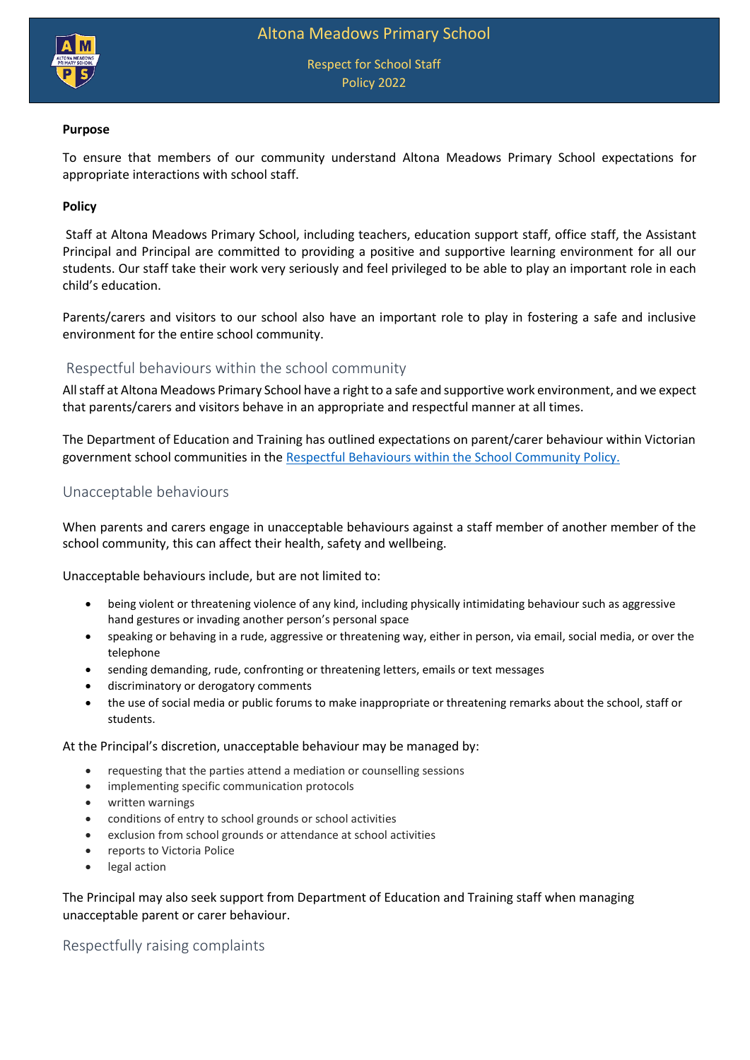# Altona Meadows Primary School

Respect for School Staff
Policy 2022

**Purpose**

To ensure that members of our community understand Altona Meadows Primary School expectations for appropriate interactions with school staff.

**Policy**

Staff at Altona Meadows Primary School, including teachers, education support staff, office staff, the Assistant Principal and Principal are committed to providing a positive and supportive learning environment for all our students. Our staff take their work very seriously and feel privileged to be able to play an important role in each child's education.

Parents/carers and visitors to our school also have an important role to play in fostering a safe and inclusive environment for the entire school community.

## Respectful behaviours within the school community

All staff at Altona Meadows Primary School have a right to a safe and supportive work environment, and we expect that parents/carers and visitors behave in an appropriate and respectful manner at all times.

The Department of Education and Training has outlined expectations on parent/carer behaviour within Victorian government school communities in the [Respectful Behaviours within the School Community Policy.]

## Unacceptable behaviours

When parents and carers engage in unacceptable behaviours against a staff member of another member of the school community, this can affect their health, safety and wellbeing.

Unacceptable behaviours include, but are not limited to:

- being violent or threatening violence of any kind, including physically intimidating behaviour such as aggressive hand gestures or invading another person's personal space
- speaking or behaving in a rude, aggressive or threatening way, either in person, via email, social media, or over the telephone
- sending demanding, rude, confronting or threatening letters, emails or text messages
- discriminatory or derogatory comments
- the use of social media or public forums to make inappropriate or threatening remarks about the school, staff or students.

At the Principal's discretion, unacceptable behaviour may be managed by:

- requesting that the parties attend a mediation or counselling sessions
- implementing specific communication protocols
- written warnings
- conditions of entry to school grounds or school activities
- exclusion from school grounds or attendance at school activities
- reports to Victoria Police
- legal action

The Principal may also seek support from Department of Education and Training staff when managing unacceptable parent or carer behaviour.

## Respectfully raising complaints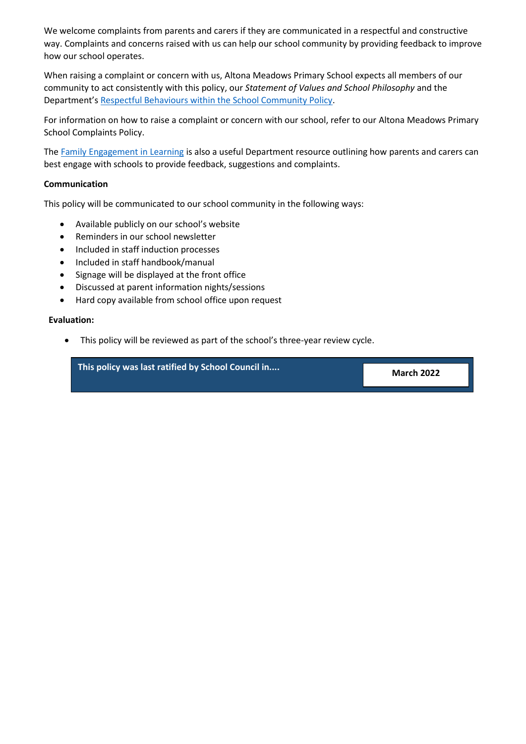We welcome complaints from parents and carers if they are communicated in a respectful and constructive way. Complaints and concerns raised with us can help our school community by providing feedback to improve how our school operates.

When raising a complaint or concern with us, Altona Meadows Primary School expects all members of our community to act consistently with this policy, our *Statement of Values and School Philosophy* and the Department's [Respectful Behaviours within the School Community Policy](#).

For information on how to raise a complaint or concern with our school, refer to our Altona Meadows Primary School Complaints Policy.

The [Family Engagement in Learning](#) is also a useful Department resource outlining how parents and carers can best engage with schools to provide feedback, suggestions and complaints.

**Communication**

This policy will be communicated to our school community in the following ways:

- Available publicly on our school's website
- Reminders in our school newsletter
- Included in staff induction processes
- Included in staff handbook/manual
- Signage will be displayed at the front office
- Discussed at parent information nights/sessions
- Hard copy available from school office upon request

**Evaluation:**

- This policy will be reviewed as part of the school's three-year review cycle.

| | |
|---|---|
| **This policy was last ratified by School Council in....** | **March 2022** |